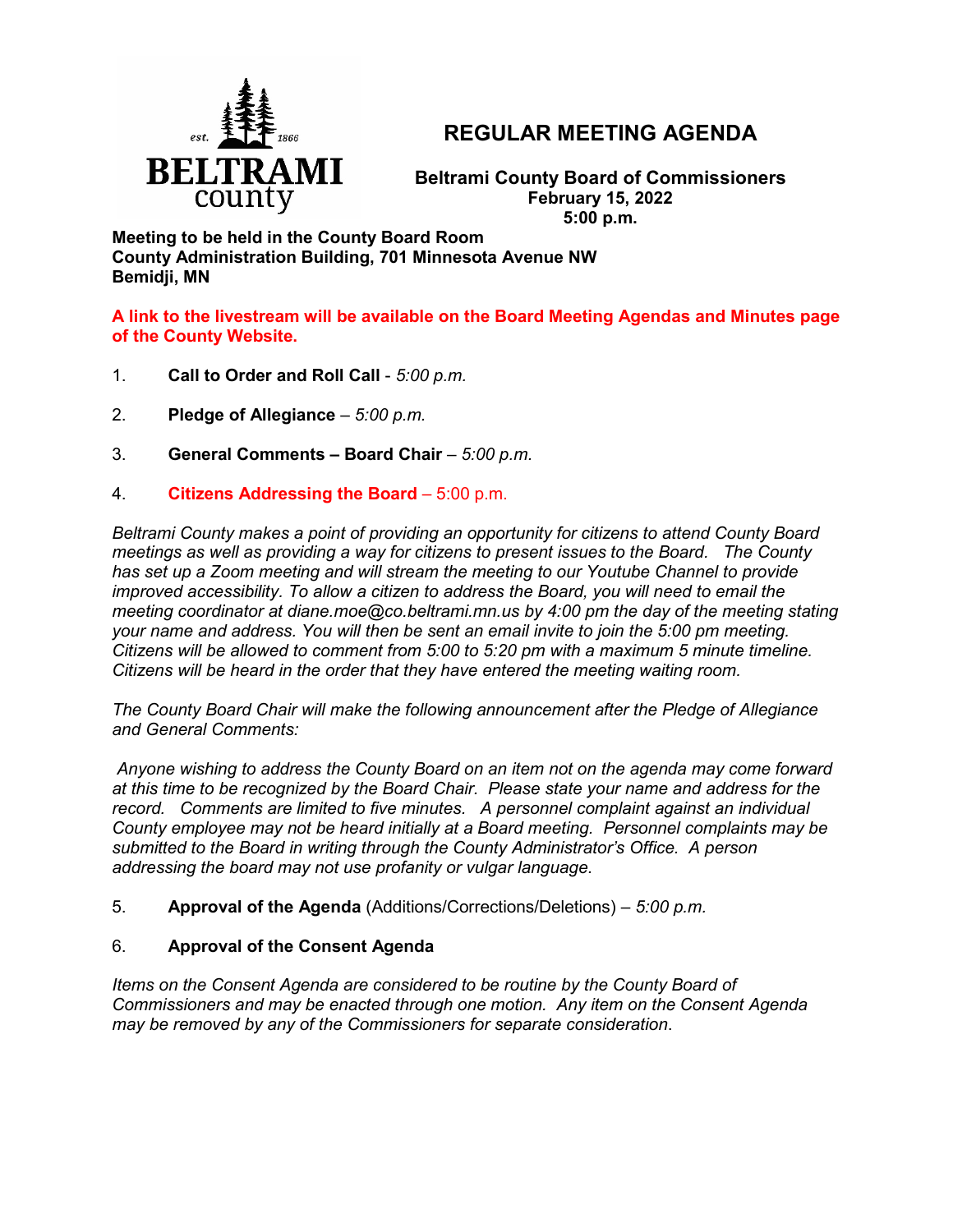# REGULAR MEETING AGENDA

**Beltrami County Board of Commissioners**
**February 15, 2022**
**5:00 p.m.**

**Meeting to be held in the County Board Room**
**County Administration Building, 701 Minnesota Avenue NW**
**Bemidji, MN**

**A link to the livestream will be available on the Board Meeting Agendas and Minutes page of the County Website.**

1. **Call to Order and Roll Call** - *5:00 p.m.*

2. **Pledge of Allegiance** – *5:00 p.m.*

3. **General Comments – Board Chair** – *5:00 p.m.*

4. **Citizens Addressing the Board** – 5:00 p.m.

*Beltrami County makes a point of providing an opportunity for citizens to attend County Board meetings as well as providing a way for citizens to present issues to the Board. The County has set up a Zoom meeting and will stream the meeting to our Youtube Channel to provide improved accessibility. To allow a citizen to address the Board, you will need to email the meeting coordinator at diane.moe@co.beltrami.mn.us by 4:00 pm the day of the meeting stating your name and address. You will then be sent an email invite to join the 5:00 pm meeting. Citizens will be allowed to comment from 5:00 to 5:20 pm with a maximum 5 minute timeline. Citizens will be heard in the order that they have entered the meeting waiting room.*

*The County Board Chair will make the following announcement after the Pledge of Allegiance and General Comments:*

*Anyone wishing to address the County Board on an item not on the agenda may come forward at this time to be recognized by the Board Chair. Please state your name and address for the record. Comments are limited to five minutes. A personnel complaint against an individual County employee may not be heard initially at a Board meeting. Personnel complaints may be submitted to the Board in writing through the County Administrator's Office. A person addressing the board may not use profanity or vulgar language.*

5. **Approval of the Agenda** (Additions/Corrections/Deletions) – *5:00 p.m.*

6. **Approval of the Consent Agenda**

*Items on the Consent Agenda are considered to be routine by the County Board of Commissioners and may be enacted through one motion. Any item on the Consent Agenda may be removed by any of the Commissioners for separate consideration.*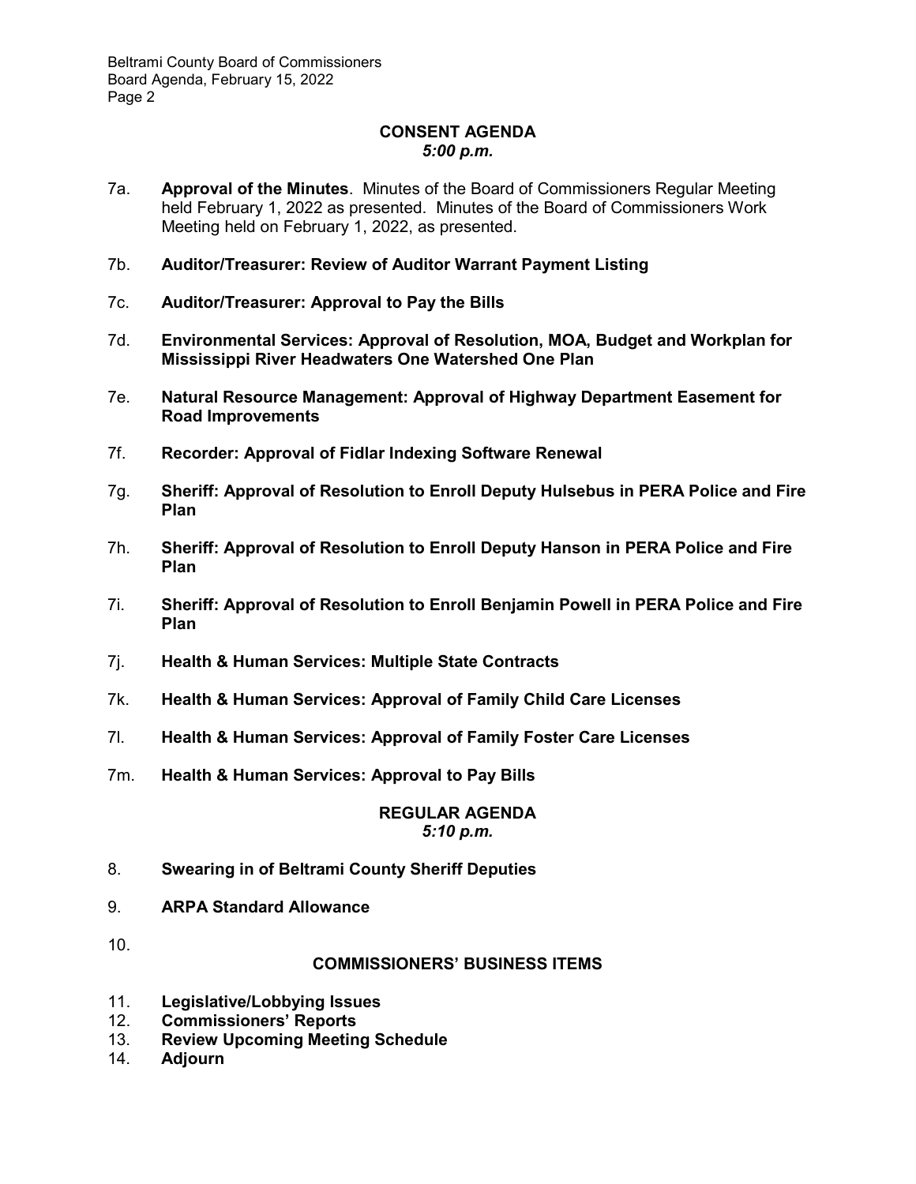## CONSENT AGENDA
*5:00 p.m.*

7a. **Approval of the Minutes**. Minutes of the Board of Commissioners Regular Meeting held February 1, 2022 as presented. Minutes of the Board of Commissioners Work Meeting held on February 1, 2022, as presented.

7b. **Auditor/Treasurer: Review of Auditor Warrant Payment Listing**

7c. **Auditor/Treasurer: Approval to Pay the Bills**

7d. **Environmental Services: Approval of Resolution, MOA, Budget and Workplan for Mississippi River Headwaters One Watershed One Plan**

7e. **Natural Resource Management: Approval of Highway Department Easement for Road Improvements**

7f. **Recorder: Approval of Fidlar Indexing Software Renewal**

7g. **Sheriff: Approval of Resolution to Enroll Deputy Hulsebus in PERA Police and Fire Plan**

7h. **Sheriff: Approval of Resolution to Enroll Deputy Hanson in PERA Police and Fire Plan**

7i. **Sheriff: Approval of Resolution to Enroll Benjamin Powell in PERA Police and Fire Plan**

7j. **Health & Human Services: Multiple State Contracts**

7k. **Health & Human Services: Approval of Family Child Care Licenses**

7l. **Health & Human Services: Approval of Family Foster Care Licenses**

7m. **Health & Human Services: Approval to Pay Bills**

## REGULAR AGENDA
*5:10 p.m.*

8. **Swearing in of Beltrami County Sheriff Deputies**

9. **ARPA Standard Allowance**

10.

## COMMISSIONERS' BUSINESS ITEMS

11. **Legislative/Lobbying Issues**
12. **Commissioners' Reports**
13. **Review Upcoming Meeting Schedule**
14. **Adjourn**